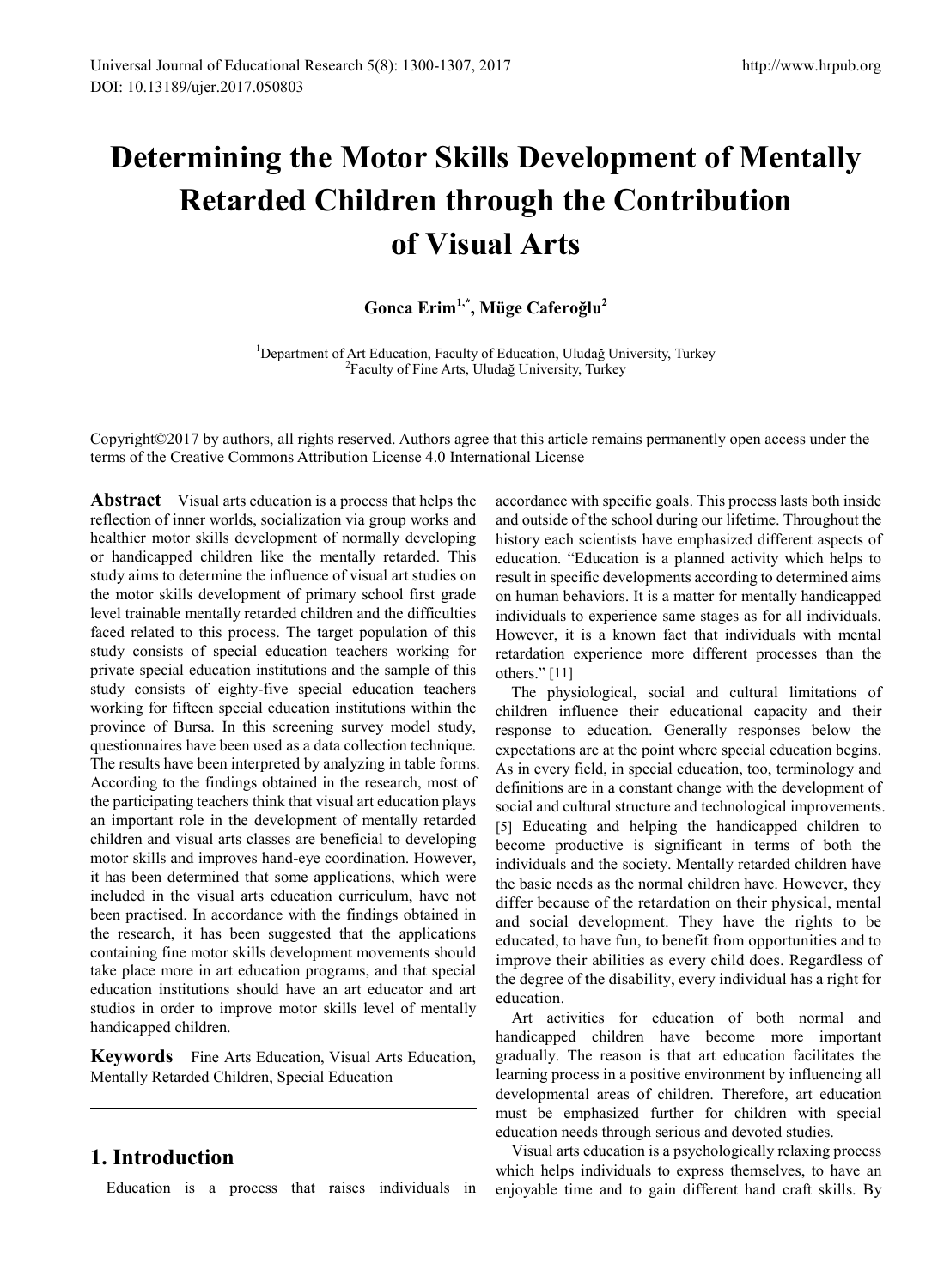# Determining the Motor Skills Development of Mentally Retarded Children through the Contribution of Visual Arts

**Gonca Erim[1,*], Müge Caferoğlu[2]**

[1]Department of Art Education, Faculty of Education, Uludağ University, Turkey
[2]Faculty of Fine Arts, Uludağ University, Turkey

Copyright©2017 by authors, all rights reserved. Authors agree that this article remains permanently open access under the terms of the Creative Commons Attribution License 4.0 International License

**Abstract** Visual arts education is a process that helps the reflection of inner worlds, socialization via group works and healthier motor skills development of normally developing or handicapped children like the mentally retarded. This study aims to determine the influence of visual art studies on the motor skills development of primary school first grade level trainable mentally retarded children and the difficulties faced related to this process. The target population of this study consists of special education teachers working for private special education institutions and the sample of this study consists of eighty-five special education teachers working for fifteen special education institutions within the province of Bursa. In this screening survey model study, questionnaires have been used as a data collection technique. The results have been interpreted by analyzing in table forms. According to the findings obtained in the research, most of the participating teachers think that visual art education plays an important role in the development of mentally retarded children and visual arts classes are beneficial to developing motor skills and improves hand-eye coordination. However, it has been determined that some applications, which were included in the visual arts education curriculum, have not been practised. In accordance with the findings obtained in the research, it has been suggested that the applications containing fine motor skills development movements should take place more in art education programs, and that special education institutions should have an art educator and art studios in order to improve motor skills level of mentally handicapped children.

**Keywords** Fine Arts Education, Visual Arts Education, Mentally Retarded Children, Special Education

## 1. Introduction

Education is a process that raises individuals in accordance with specific goals. This process lasts both inside and outside of the school during our lifetime. Throughout the history each scientists have emphasized different aspects of education. "Education is a planned activity which helps to result in specific developments according to determined aims on human behaviors. It is a matter for mentally handicapped individuals to experience same stages as for all individuals. However, it is a known fact that individuals with mental retardation experience more different processes than the others." [11]

The physiological, social and cultural limitations of children influence their educational capacity and their response to education. Generally responses below the expectations are at the point where special education begins. As in every field, in special education, too, terminology and definitions are in a constant change with the development of social and cultural structure and technological improvements. [5] Educating and helping the handicapped children to become productive is significant in terms of both the individuals and the society. Mentally retarded children have the basic needs as the normal children have. However, they differ because of the retardation on their physical, mental and social development. They have the rights to be educated, to have fun, to benefit from opportunities and to improve their abilities as every child does. Regardless of the degree of the disability, every individual has a right for education.

Art activities for education of both normal and handicapped children have become more important gradually. The reason is that art education facilitates the learning process in a positive environment by influencing all developmental areas of children. Therefore, art education must be emphasized further for children with special education needs through serious and devoted studies.

Visual arts education is a psychologically relaxing process which helps individuals to express themselves, to have an enjoyable time and to gain different hand craft skills. By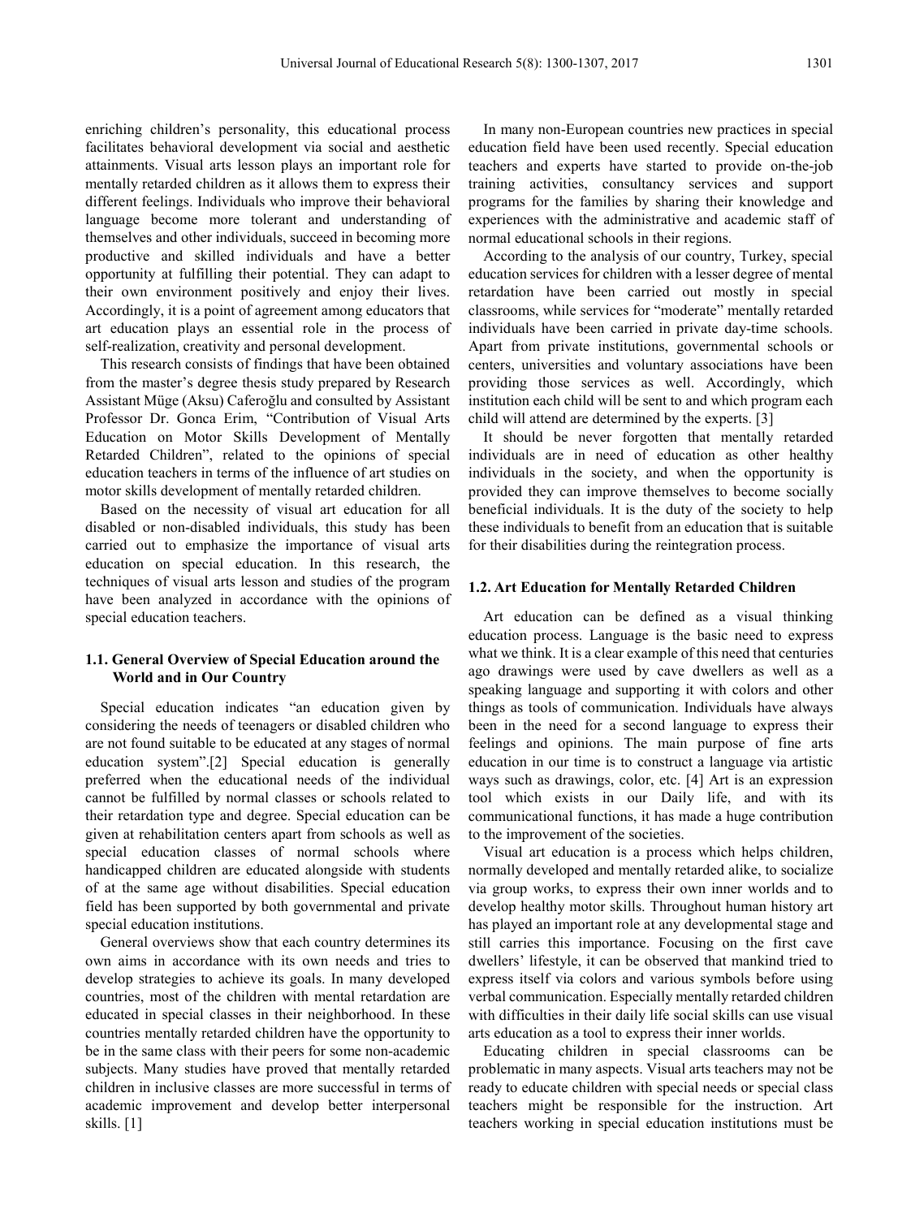enriching children's personality, this educational process facilitates behavioral development via social and aesthetic attainments. Visual arts lesson plays an important role for mentally retarded children as it allows them to express their different feelings. Individuals who improve their behavioral language become more tolerant and understanding of themselves and other individuals, succeed in becoming more productive and skilled individuals and have a better opportunity at fulfilling their potential. They can adapt to their own environment positively and enjoy their lives. Accordingly, it is a point of agreement among educators that art education plays an essential role in the process of self-realization, creativity and personal development.

This research consists of findings that have been obtained from the master's degree thesis study prepared by Research Assistant Müge (Aksu) Caferoğlu and consulted by Assistant Professor Dr. Gonca Erim, "Contribution of Visual Arts Education on Motor Skills Development of Mentally Retarded Children", related to the opinions of special education teachers in terms of the influence of art studies on motor skills development of mentally retarded children.

Based on the necessity of visual art education for all disabled or non-disabled individuals, this study has been carried out to emphasize the importance of visual arts education on special education. In this research, the techniques of visual arts lesson and studies of the program have been analyzed in accordance with the opinions of special education teachers.

### 1.1. General Overview of Special Education around the World and in Our Country

Special education indicates "an education given by considering the needs of teenagers or disabled children who are not found suitable to be educated at any stages of normal education system".[2] Special education is generally preferred when the educational needs of the individual cannot be fulfilled by normal classes or schools related to their retardation type and degree. Special education can be given at rehabilitation centers apart from schools as well as special education classes of normal schools where handicapped children are educated alongside with students of at the same age without disabilities. Special education field has been supported by both governmental and private special education institutions.

General overviews show that each country determines its own aims in accordance with its own needs and tries to develop strategies to achieve its goals. In many developed countries, most of the children with mental retardation are educated in special classes in their neighborhood. In these countries mentally retarded children have the opportunity to be in the same class with their peers for some non-academic subjects. Many studies have proved that mentally retarded children in inclusive classes are more successful in terms of academic improvement and develop better interpersonal skills. [1]

In many non-European countries new practices in special education field have been used recently. Special education teachers and experts have started to provide on-the-job training activities, consultancy services and support programs for the families by sharing their knowledge and experiences with the administrative and academic staff of normal educational schools in their regions.

According to the analysis of our country, Turkey, special education services for children with a lesser degree of mental retardation have been carried out mostly in special classrooms, while services for "moderate" mentally retarded individuals have been carried in private day-time schools. Apart from private institutions, governmental schools or centers, universities and voluntary associations have been providing those services as well. Accordingly, which institution each child will be sent to and which program each child will attend are determined by the experts. [3]

It should be never forgotten that mentally retarded individuals are in need of education as other healthy individuals in the society, and when the opportunity is provided they can improve themselves to become socially beneficial individuals. It is the duty of the society to help these individuals to benefit from an education that is suitable for their disabilities during the reintegration process.

### 1.2. Art Education for Mentally Retarded Children

Art education can be defined as a visual thinking education process. Language is the basic need to express what we think. It is a clear example of this need that centuries ago drawings were used by cave dwellers as well as a speaking language and supporting it with colors and other things as tools of communication. Individuals have always been in the need for a second language to express their feelings and opinions. The main purpose of fine arts education in our time is to construct a language via artistic ways such as drawings, color, etc. [4] Art is an expression tool which exists in our Daily life, and with its communicational functions, it has made a huge contribution to the improvement of the societies.

Visual art education is a process which helps children, normally developed and mentally retarded alike, to socialize via group works, to express their own inner worlds and to develop healthy motor skills. Throughout human history art has played an important role at any developmental stage and still carries this importance. Focusing on the first cave dwellers' lifestyle, it can be observed that mankind tried to express itself via colors and various symbols before using verbal communication. Especially mentally retarded children with difficulties in their daily life social skills can use visual arts education as a tool to express their inner worlds.

Educating children in special classrooms can be problematic in many aspects. Visual arts teachers may not be ready to educate children with special needs or special class teachers might be responsible for the instruction. Art teachers working in special education institutions must be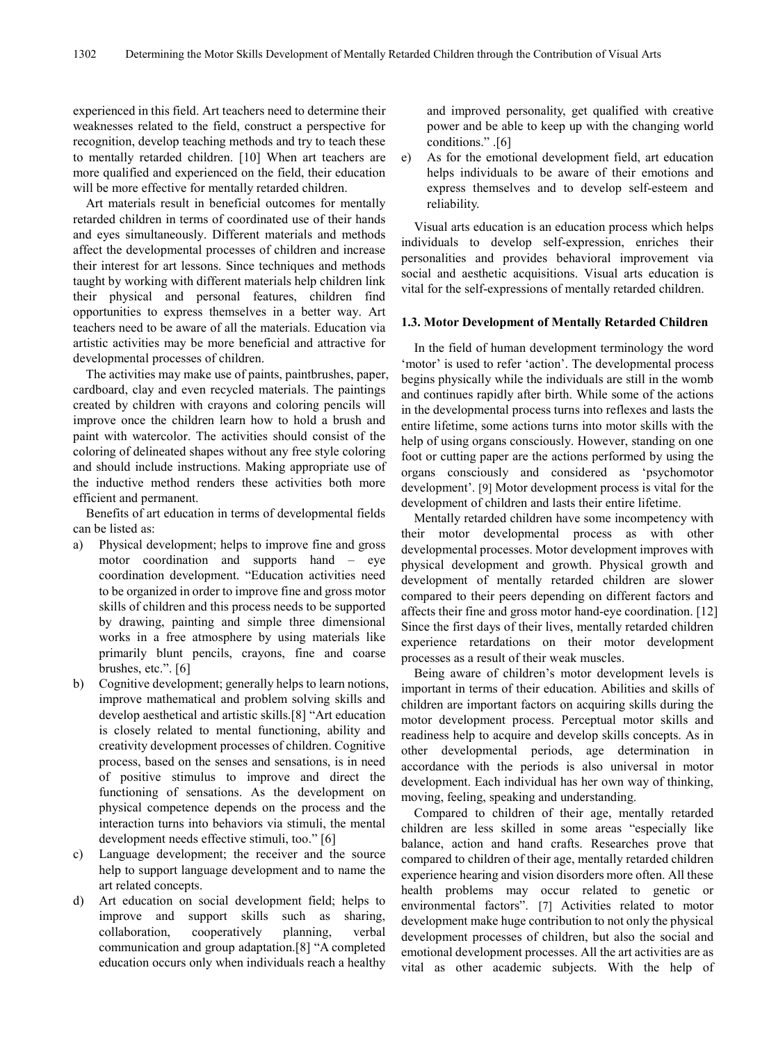experienced in this field. Art teachers need to determine their weaknesses related to the field, construct a perspective for recognition, develop teaching methods and try to teach these to mentally retarded children. [10] When art teachers are more qualified and experienced on the field, their education will be more effective for mentally retarded children.

Art materials result in beneficial outcomes for mentally retarded children in terms of coordinated use of their hands and eyes simultaneously. Different materials and methods affect the developmental processes of children and increase their interest for art lessons. Since techniques and methods taught by working with different materials help children link their physical and personal features, children find opportunities to express themselves in a better way. Art teachers need to be aware of all the materials. Education via artistic activities may be more beneficial and attractive for developmental processes of children.

The activities may make use of paints, paintbrushes, paper, cardboard, clay and even recycled materials. The paintings created by children with crayons and coloring pencils will improve once the children learn how to hold a brush and paint with watercolor. The activities should consist of the coloring of delineated shapes without any free style coloring and should include instructions. Making appropriate use of the inductive method renders these activities both more efficient and permanent.

Benefits of art education in terms of developmental fields can be listed as:

a) Physical development; helps to improve fine and gross motor coordination and supports hand – eye coordination development. "Education activities need to be organized in order to improve fine and gross motor skills of children and this process needs to be supported by drawing, painting and simple three dimensional works in a free atmosphere by using materials like primarily blunt pencils, crayons, fine and coarse brushes, etc.". [6]
b) Cognitive development; generally helps to learn notions, improve mathematical and problem solving skills and develop aesthetical and artistic skills.[8] "Art education is closely related to mental functioning, ability and creativity development processes of children. Cognitive process, based on the senses and sensations, is in need of positive stimulus to improve and direct the functioning of sensations. As the development on physical competence depends on the process and the interaction turns into behaviors via stimuli, the mental development needs effective stimuli, too." [6]
c) Language development; the receiver and the source help to support language development and to name the art related concepts.
d) Art education on social development field; helps to improve and support skills such as sharing, collaboration, cooperatively planning, verbal communication and group adaptation.[8] "A completed education occurs only when individuals reach a healthy and improved personality, get qualified with creative power and be able to keep up with the changing world conditions." .[6]
e) As for the emotional development field, art education helps individuals to be aware of their emotions and express themselves and to develop self-esteem and reliability.

Visual arts education is an education process which helps individuals to develop self-expression, enriches their personalities and provides behavioral improvement via social and aesthetic acquisitions. Visual arts education is vital for the self-expressions of mentally retarded children.

### 1.3. Motor Development of Mentally Retarded Children

In the field of human development terminology the word 'motor' is used to refer 'action'. The developmental process begins physically while the individuals are still in the womb and continues rapidly after birth. While some of the actions in the developmental process turns into reflexes and lasts the entire lifetime, some actions turns into motor skills with the help of using organs consciously. However, standing on one foot or cutting paper are the actions performed by using the organs consciously and considered as 'psychomotor development'. [9] Motor development process is vital for the development of children and lasts their entire lifetime.

Mentally retarded children have some incompetency with their motor developmental process as with other developmental processes. Motor development improves with physical development and growth. Physical growth and development of mentally retarded children are slower compared to their peers depending on different factors and affects their fine and gross motor hand-eye coordination. [12] Since the first days of their lives, mentally retarded children experience retardations on their motor development processes as a result of their weak muscles.

Being aware of children's motor development levels is important in terms of their education. Abilities and skills of children are important factors on acquiring skills during the motor development process. Perceptual motor skills and readiness help to acquire and develop skills concepts. As in other developmental periods, age determination in accordance with the periods is also universal in motor development. Each individual has her own way of thinking, moving, feeling, speaking and understanding.

Compared to children of their age, mentally retarded children are less skilled in some areas "especially like balance, action and hand crafts. Researches prove that compared to children of their age, mentally retarded children experience hearing and vision disorders more often. All these health problems may occur related to genetic or environmental factors". [7] Activities related to motor development make huge contribution to not only the physical development processes of children, but also the social and emotional development processes. All the art activities are as vital as other academic subjects. With the help of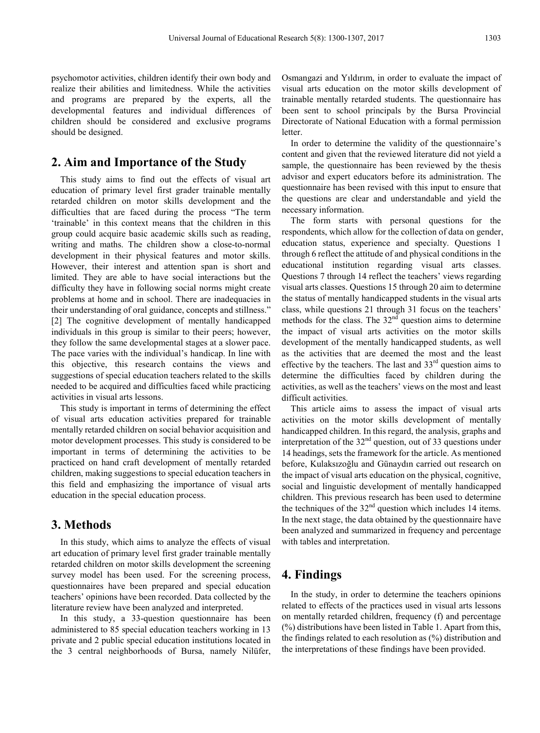psychomotor activities, children identify their own body and realize their abilities and limitedness. While the activities and programs are prepared by the experts, all the developmental features and individual differences of children should be considered and exclusive programs should be designed.

## 2. Aim and Importance of the Study

This study aims to find out the effects of visual art education of primary level first grader trainable mentally retarded children on motor skills development and the difficulties that are faced during the process "The term 'trainable' in this context means that the children in this group could acquire basic academic skills such as reading, writing and maths. The children show a close-to-normal development in their physical features and motor skills. However, their interest and attention span is short and limited. They are able to have social interactions but the difficulty they have in following social norms might create problems at home and in school. There are inadequacies in their understanding of oral guidance, concepts and stillness." [2] The cognitive development of mentally handicapped individuals in this group is similar to their peers; however, they follow the same developmental stages at a slower pace. The pace varies with the individual's handicap. In line with this objective, this research contains the views and suggestions of special education teachers related to the skills needed to be acquired and difficulties faced while practicing activities in visual arts lessons.

This study is important in terms of determining the effect of visual arts education activities prepared for trainable mentally retarded children on social behavior acquisition and motor development processes. This study is considered to be important in terms of determining the activities to be practiced on hand craft development of mentally retarded children, making suggestions to special education teachers in this field and emphasizing the importance of visual arts education in the special education process.

## 3. Methods

In this study, which aims to analyze the effects of visual art education of primary level first grader trainable mentally retarded children on motor skills development the screening survey model has been used. For the screening process, questionnaires have been prepared and special education teachers' opinions have been recorded. Data collected by the literature review have been analyzed and interpreted.

In this study, a 33-question questionnaire has been administered to 85 special education teachers working in 13 private and 2 public special education institutions located in the 3 central neighborhoods of Bursa, namely Nilüfer, Osmangazi and Yıldırım, in order to evaluate the impact of visual arts education on the motor skills development of trainable mentally retarded students. The questionnaire has been sent to school principals by the Bursa Provincial Directorate of National Education with a formal permission letter.

In order to determine the validity of the questionnaire's content and given that the reviewed literature did not yield a sample, the questionnaire has been reviewed by the thesis advisor and expert educators before its administration. The questionnaire has been revised with this input to ensure that the questions are clear and understandable and yield the necessary information.

The form starts with personal questions for the respondents, which allow for the collection of data on gender, education status, experience and specialty. Questions 1 through 6 reflect the attitude of and physical conditions in the educational institution regarding visual arts classes. Questions 7 through 14 reflect the teachers' views regarding visual arts classes. Questions 15 through 20 aim to determine the status of mentally handicapped students in the visual arts class, while questions 21 through 31 focus on the teachers' methods for the class. The 32nd question aims to determine the impact of visual arts activities on the motor skills development of the mentally handicapped students, as well as the activities that are deemed the most and the least effective by the teachers. The last and 33rd question aims to determine the difficulties faced by children during the activities, as well as the teachers' views on the most and least difficult activities.

This article aims to assess the impact of visual arts activities on the motor skills development of mentally handicapped children. In this regard, the analysis, graphs and interpretation of the 32nd question, out of 33 questions under 14 headings, sets the framework for the article. As mentioned before, Kulaksızoğlu and Günaydın carried out research on the impact of visual arts education on the physical, cognitive, social and linguistic development of mentally handicapped children. This previous research has been used to determine the techniques of the 32nd question which includes 14 items. In the next stage, the data obtained by the questionnaire have been analyzed and summarized in frequency and percentage with tables and interpretation.

## 4. Findings

In the study, in order to determine the teachers opinions related to effects of the practices used in visual arts lessons on mentally retarded children, frequency (f) and percentage (%) distributions have been listed in Table 1. Apart from this, the findings related to each resolution as (%) distribution and the interpretations of these findings have been provided.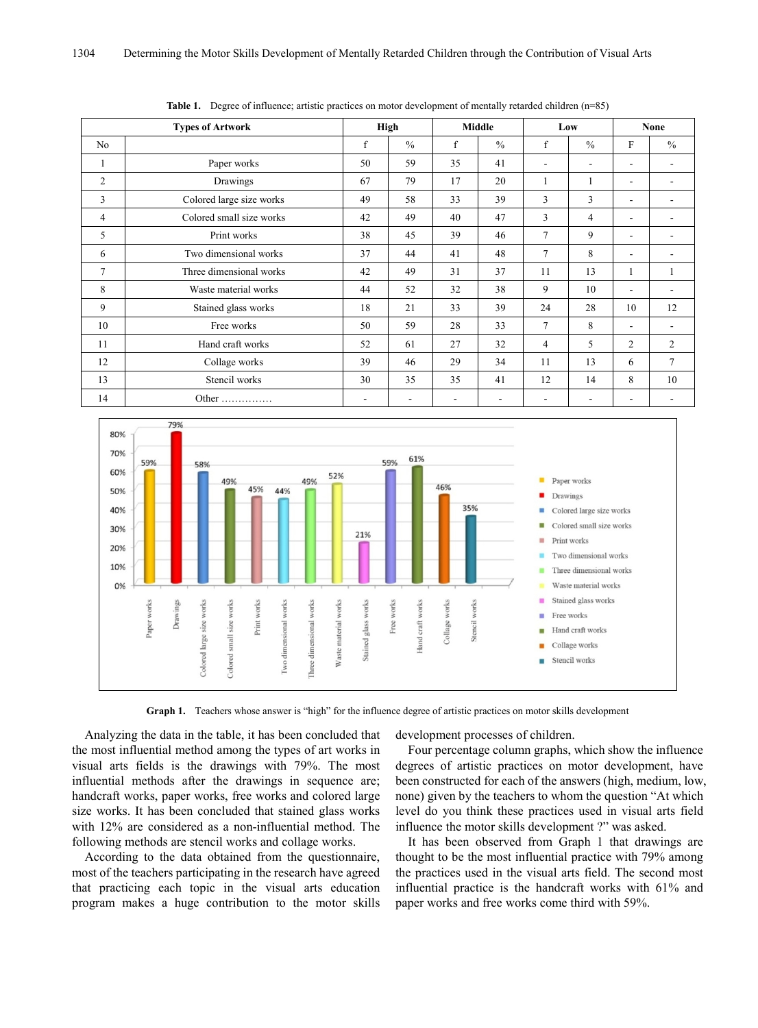**Table 1.** Degree of influence; artistic practices on motor development of mentally retarded children (n=85)

| Types of Artwork | | High | | Middle | | Low | | None | |
|---|---|---|---|---|---|---|---|---|---|
| No | | f | % | f | % | f | % | F | % |
| 1 | Paper works | 50 | 59 | 35 | 41 | - | - | - | - |
| 2 | Drawings | 67 | 79 | 17 | 20 | 1 | 1 | - | - |
| 3 | Colored large size works | 49 | 58 | 33 | 39 | 3 | 3 | - | - |
| 4 | Colored small size works | 42 | 49 | 40 | 47 | 3 | 4 | - | - |
| 5 | Print works | 38 | 45 | 39 | 46 | 7 | 9 | - | - |
| 6 | Two dimensional works | 37 | 44 | 41 | 48 | 7 | 8 | - | - |
| 7 | Three dimensional works | 42 | 49 | 31 | 37 | 11 | 13 | 1 | 1 |
| 8 | Waste material works | 44 | 52 | 32 | 38 | 9 | 10 | - | - |
| 9 | Stained glass works | 18 | 21 | 33 | 39 | 24 | 28 | 10 | 12 |
| 10 | Free works | 50 | 59 | 28 | 33 | 7 | 8 | - | - |
| 11 | Hand craft works | 52 | 61 | 27 | 32 | 4 | 5 | 2 | 2 |
| 12 | Collage works | 39 | 46 | 29 | 34 | 11 | 13 | 6 | 7 |
| 13 | Stencil works | 30 | 35 | 35 | 41 | 12 | 14 | 8 | 10 |
| 14 | Other ............... | - | - | - | - | - | - | - | - |

**Graph 1.** Teachers whose answer is "high" for the influence degree of artistic practices on motor skills development

Analyzing the data in the table, it has been concluded that the most influential method among the types of art works in visual arts fields is the drawings with 79%. The most influential methods after the drawings in sequence are; handcraft works, paper works, free works and colored large size works. It has been concluded that stained glass works with 12% are considered as a non-influential method. The following methods are stencil works and collage works.

According to the data obtained from the questionnaire, most of the teachers participating in the research have agreed that practicing each topic in the visual arts education program makes a huge contribution to the motor skills development processes of children.

Four percentage column graphs, which show the influence degrees of artistic practices on motor development, have been constructed for each of the answers (high, medium, low, none) given by the teachers to whom the question "At which level do you think these practices used in visual arts field influence the motor skills development ?" was asked.

It has been observed from Graph 1 that drawings are thought to be the most influential practice with 79% among the practices used in the visual arts field. The second most influential practice is the handcraft works with 61% and paper works and free works come third with 59%.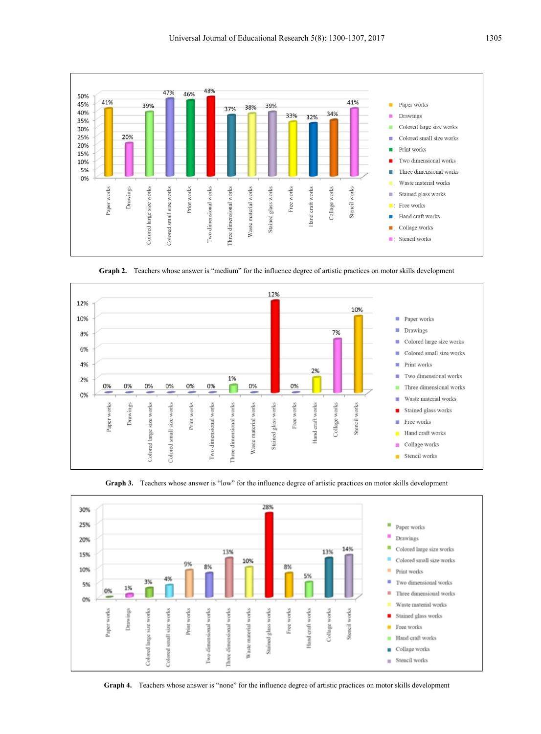| | Paper works | Drawings | Colored large size works | Colored small size works | Print works | Two dimensional works | Three dimensional works | Waste material works | Stained glass works | Free works | Hand craft works | Collage works | Stencil works |
|---|---|---|---|---|---|---|---|---|---|---|---|---|---|
| Medium | 41% | 20% | 39% | 47% | 46% | 48% | 37% | 38% | 39% | 33% | 32% | 34% | 41% |

**Graph 2.** Teachers whose answer is "medium" for the influence degree of artistic practices on motor skills development

| | Paper works | Drawings | Colored large size works | Colored small size works | Print works | Two dimensional works | Three dimensional works | Waste material works | Stained glass works | Free works | Hand craft works | Collage works | Stencil works |
|---|---|---|---|---|---|---|---|---|---|---|---|---|---|
| Low | 0% | 0% | 0% | 0% | 0% | 0% | 1% | 0% | 12% | 0% | 2% | 7% | 10% |

**Graph 3.** Teachers whose answer is "low" for the influence degree of artistic practices on motor skills development

| | Paper works | Drawings | Colored large size works | Colored small size works | Print works | Two dimensional works | Three dimensional works | Waste material works | Stained glass works | Free works | Hand craft works | Collage works | Stencil works |
|---|---|---|---|---|---|---|---|---|---|---|---|---|---|
| None | 0% | 1% | 3% | 4% | 9% | 8% | 13% | 10% | 28% | 8% | 5% | 13% | 14% |

**Graph 4.** Teachers whose answer is "none" for the influence degree of artistic practices on motor skills development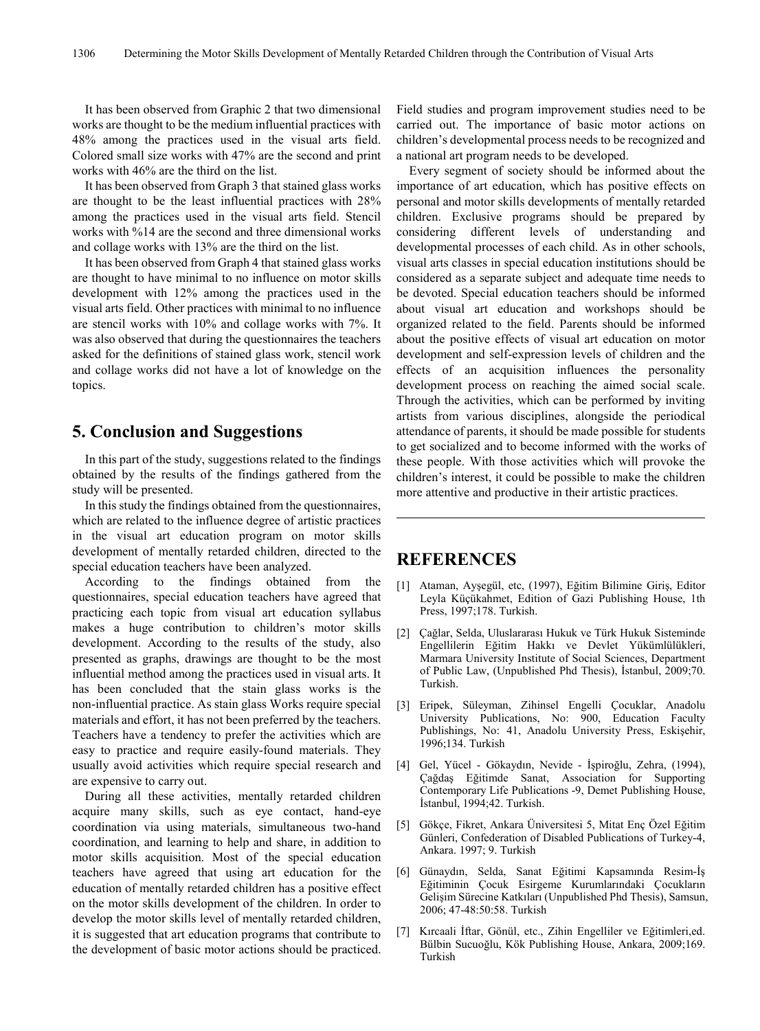It has been observed from Graphic 2 that two dimensional works are thought to be the medium influential practices with 48% among the practices used in the visual arts field. Colored small size works with 47% are the second and print works with 46% are the third on the list.

It has been observed from Graph 3 that stained glass works are thought to be the least influential practices with 28% among the practices used in the visual arts field. Stencil works with %14 are the second and three dimensional works and collage works with 13% are the third on the list.

It has been observed from Graph 4 that stained glass works are thought to have minimal to no influence on motor skills development with 12% among the practices used in the visual arts field. Other practices with minimal to no influence are stencil works with 10% and collage works with 7%. It was also observed that during the questionnaires the teachers asked for the definitions of stained glass work, stencil work and collage works did not have a lot of knowledge on the topics.

## 5. Conclusion and Suggestions

In this part of the study, suggestions related to the findings obtained by the results of the findings gathered from the study will be presented.

In this study the findings obtained from the questionnaires, which are related to the influence degree of artistic practices in the visual art education program on motor skills development of mentally retarded children, directed to the special education teachers have been analyzed.

According to the findings obtained from the questionnaires, special education teachers have agreed that practicing each topic from visual art education syllabus makes a huge contribution to children's motor skills development. According to the results of the study, also presented as graphs, drawings are thought to be the most influential method among the practices used in visual arts. It has been concluded that the stain glass works is the non-influential practice. As stain glass Works require special materials and effort, it has not been preferred by the teachers. Teachers have a tendency to prefer the activities which are easy to practice and require easily-found materials. They usually avoid activities which require special research and are expensive to carry out.

During all these activities, mentally retarded children acquire many skills, such as eye contact, hand-eye coordination via using materials, simultaneous two-hand coordination, and learning to help and share, in addition to motor skills acquisition. Most of the special education teachers have agreed that using art education for the education of mentally retarded children has a positive effect on the motor skills development of the children. In order to develop the motor skills level of mentally retarded children, it is suggested that art education programs that contribute to the development of basic motor actions should be practiced. Field studies and program improvement studies need to be carried out. The importance of basic motor actions on children's developmental process needs to be recognized and a national art program needs to be developed.

Every segment of society should be informed about the importance of art education, which has positive effects on personal and motor skills developments of mentally retarded children. Exclusive programs should be prepared by considering different levels of understanding and developmental processes of each child. As in other schools, visual arts classes in special education institutions should be considered as a separate subject and adequate time needs to be devoted. Special education teachers should be informed about visual art education and workshops should be organized related to the field. Parents should be informed about the positive effects of visual art education on motor development and self-expression levels of children and the effects of an acquisition influences the personality development process on reaching the aimed social scale. Through the activities, which can be performed by inviting artists from various disciplines, alongside the periodical attendance of parents, it should be made possible for students to get socialized and to become informed with the works of these people. With those activities which will provoke the children's interest, it could be possible to make the children more attentive and productive in their artistic practices.

## REFERENCES

[1] Ataman, Ayşegül, etc, (1997), Eğitim Bilimine Giriş, Editor Leyla Küçükahmet, Edition of Gazi Publishing House, 1th Press, 1997;178. Turkish.

[2] Çağlar, Selda, Uluslararası Hukuk ve Türk Hukuk Sisteminde Engellilerin Eğitim Hakkı ve Devlet Yükümlülükleri, Marmara University Institute of Social Sciences, Department of Public Law, (Unpublished Phd Thesis), İstanbul, 2009;70. Turkish.

[3] Eripek, Süleyman, Zihinsel Engelli Çocuklar, Anadolu University Publications, No: 900, Education Faculty Publishings, No: 41, Anadolu University Press, Eskişehir, 1996;134. Turkish

[4] Gel, Yücel - Gökaydın, Nevide - İşpiroğlu, Zehra, (1994), Çağdaş Eğitimde Sanat, Association for Supporting Contemporary Life Publications -9, Demet Publishing House, İstanbul, 1994;42. Turkish.

[5] Gökçe, Fikret, Ankara Üniversitesi 5, Mitat Enç Özel Eğitim Günleri, Confederation of Disabled Publications of Turkey-4, Ankara. 1997; 9. Turkish

[6] Günaydın, Selda, Sanat Eğitimi Kapsamında Resim-İş Eğitiminin Çocuk Esirgeme Kurumlarındaki Çocukların Gelişim Sürecine Katkıları (Unpublished Phd Thesis), Samsun, 2006; 47-48:50:58. Turkish

[7] Kırcaali İftar, Gönül, etc., Zihin Engelliler ve Eğitimleri,ed. Bülbin Sucuoğlu, Kök Publishing House, Ankara, 2009;169. Turkish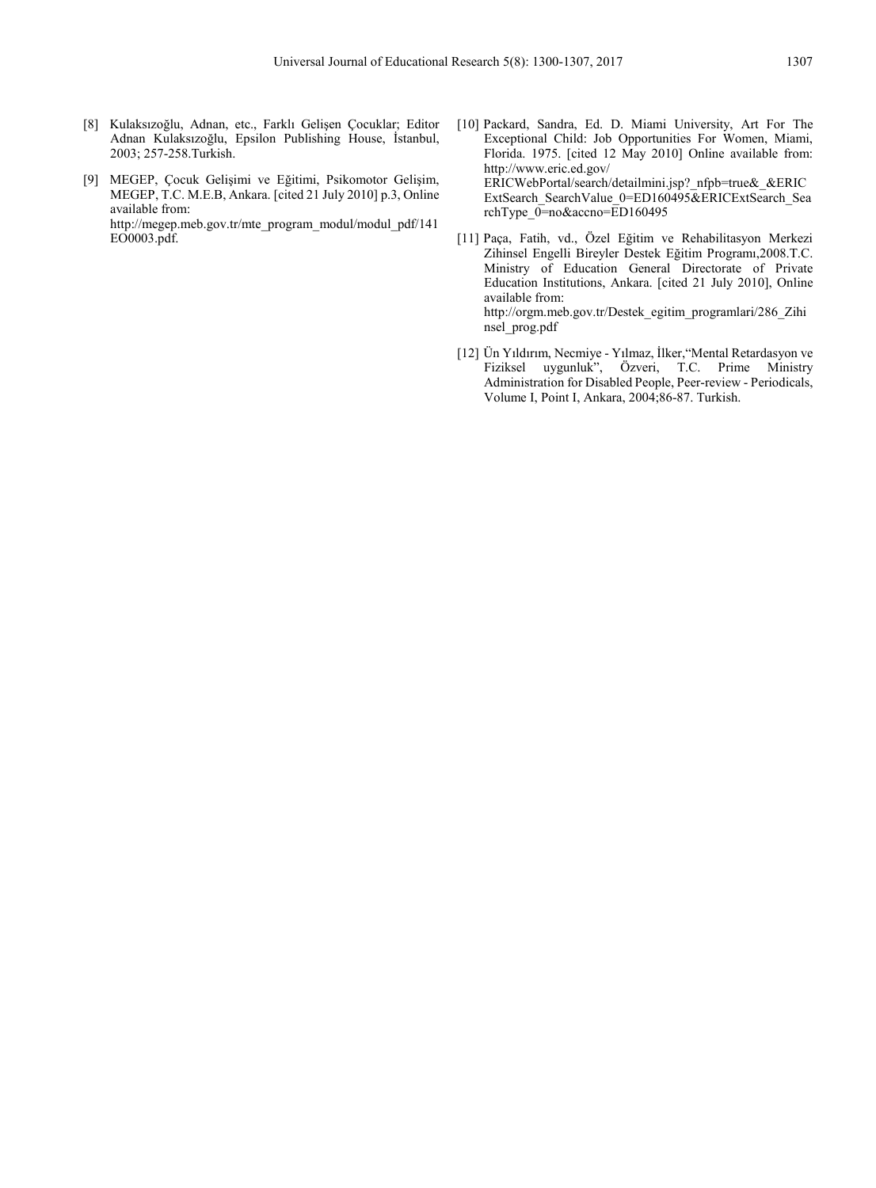[8] Kulaksızoğlu, Adnan, etc., Farklı Gelişen Çocuklar; Editor Adnan Kulaksızoğlu, Epsilon Publishing House, İstanbul, 2003; 257-258.Turkish.

[9] MEGEP, Çocuk Gelişimi ve Eğitimi, Psikomotor Gelişim, MEGEP, T.C. M.E.B, Ankara. [cited 21 July 2010] p.3, Online available from: http://megep.meb.gov.tr/mte_program_modul/modul_pdf/141EO0003.pdf.

[10] Packard, Sandra, Ed. D. Miami University, Art For The Exceptional Child: Job Opportunities For Women, Miami, Florida. 1975. [cited 12 May 2010] Online available from: http://www.eric.ed.gov/ERICWebPortal/search/detailmini.jsp?_nfpb=true&_&ERICExtSearch_SearchValue_0=ED160495&ERICExtSearch_SearchType_0=no&accno=ED160495

[11] Paça, Fatih, vd., Özel Eğitim ve Rehabilitasyon Merkezi Zihinsel Engelli Bireyler Destek Eğitim Programı,2008.T.C. Ministry of Education General Directorate of Private Education Institutions, Ankara. [cited 21 July 2010], Online available from: http://orgm.meb.gov.tr/Destek_egitim_programlari/286_Zihinsel_prog.pdf

[12] Ün Yıldırım, Necmiye - Yılmaz, İlker,"Mental Retardasyon ve Fiziksel uygunluk", Özveri, T.C. Prime Ministry Administration for Disabled People, Peer-review - Periodicals, Volume I, Point I, Ankara, 2004;86-87. Turkish.